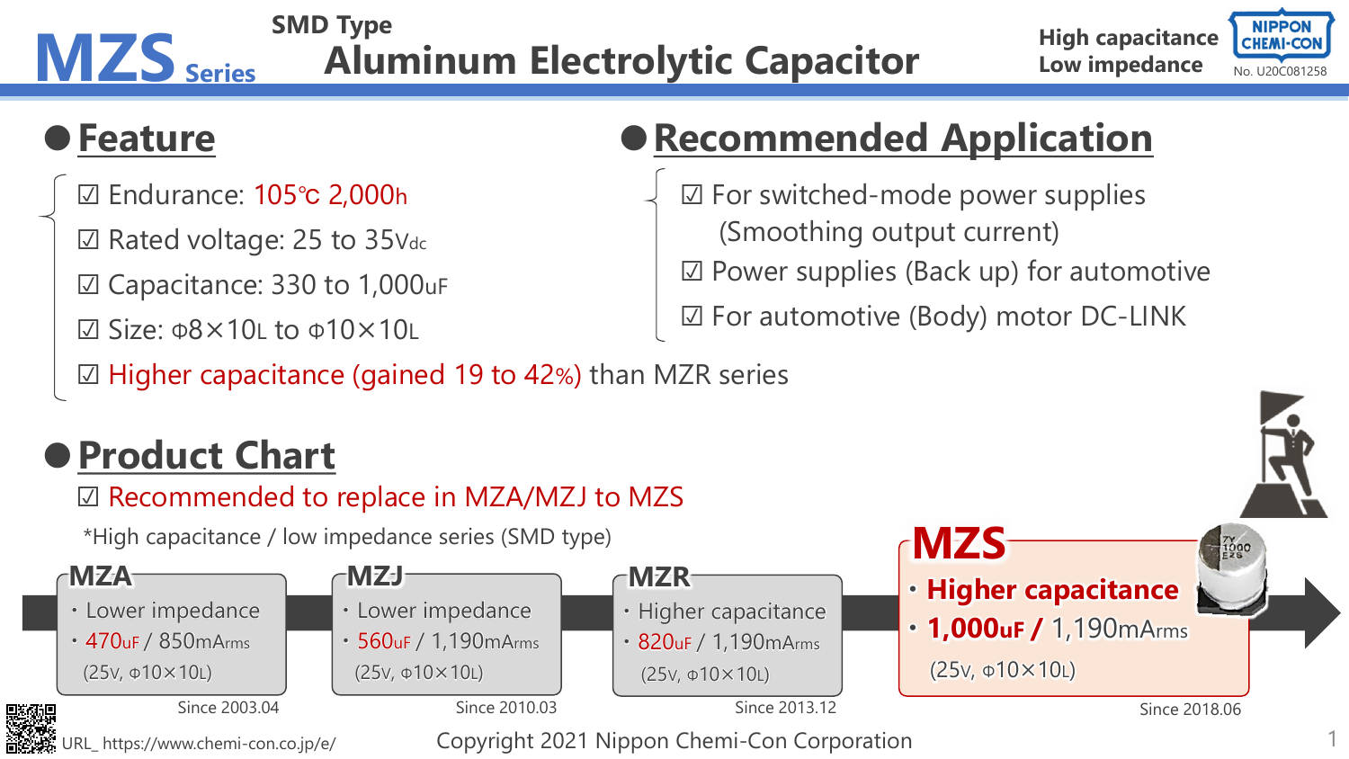# MZS Series

## SMD Type Aluminum Electrolytic Capacitor

High capacitance
Low impedance

NIPPON CHEMI-CON

No. U20C081258

## ● Feature

- ☑ Endurance: 105℃ 2,000h
- ☑ Rated voltage: 25 to 35Vdc
- ☑ Capacitance: 330 to 1,000uF
- ☑ Size: Φ8×10L to Φ10×10L
- ☑ Higher capacitance (gained 19 to 42%) than MZR series

## ● Recommended Application

- ☑ For switched-mode power supplies (Smoothing output current)
- ☑ Power supplies (Back up) for automotive
- ☑ For automotive (Body) motor DC-LINK

## ● Product Chart

☑ Recommended to replace in MZA/MZJ to MZS

*High capacitance / low impedance series (SMD type)

**MZA**
- Lower impedance
- 470uF / 850mArms

(25V, Φ10×10L)

Since 2003.04

**MZJ**
- Lower impedance
- 560uF / 1,190mArms

(25V, Φ10×10L)

Since 2010.03

**MZR**
- Higher capacitance
- 820uF / 1,190mArms

(25V, Φ10×10L)

Since 2013.12

**MZS**
- **Higher capacitance**
- **1,000uF /** 1,190mArms

(25V, Φ10×10L)

Since 2018.06

URL_ https://www.chemi-con.co.jp/e/

Copyright 2021 Nippon Chemi-Con Corporation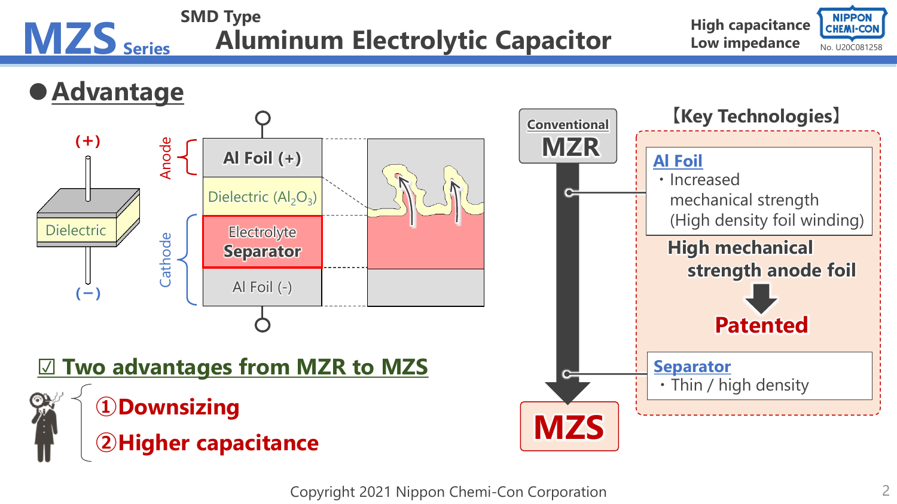# MZS Series — SMD Type Aluminum Electrolytic Capacitor

High capacitance
Low impedance

No. U20C081258

## ● Advantage

(+)

Dielectric

(−)

Anode: Al Foil (+), Dielectric ($Al_2O_3$)

Cathode: Electrolyte Separator, Al Foil (-)

### ☑ Two advantages from MZR to MZS

①Downsizing

②Higher capacitance

Conventional **MZR** → **MZS**

**【Key Technologies】**

**Al Foil**
- Increased mechanical strength (High density foil winding)

**High mechanical strength anode foil**

↓

**Patented**

**Separator**
- Thin / high density

Copyright 2021 Nippon Chemi-Con Corporation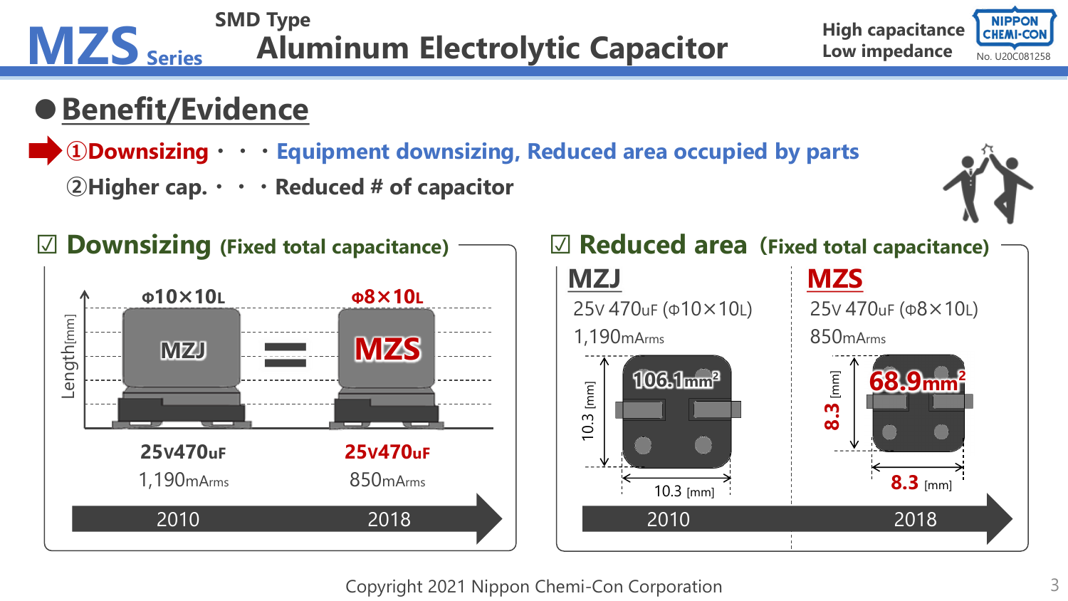# MZS Series — SMD Type Aluminum Electrolytic Capacitor

High capacitance
Low impedance

NIPPON CHEMI-CON No. U20C081258

## ● Benefit/Evidence

➡ ①Downsizing・・・Equipment downsizing, Reduced area occupied by parts

②Higher cap.・・・Reduced # of capacitor

### ☑ Downsizing (Fixed total capacitance)

| | 2010 | | 2018 |
|---|---|---|---|
| Size | Φ10×10L | = | Φ8×10L |
| Series | MZJ | | MZS |
| Rating | 25V470uF | | 25V470uF |
| Ripple current | 1,190mArms | | 850mArms |

Length[mm]

### ☑ Reduced area (Fixed total capacitance)

| | MZJ (2010) | MZS (2018) |
|---|---|---|
| Rating | 25V 470uF (Φ10×10L) | 25V 470uF (Φ8×10L) |
| Ripple current | 1,190mArms | 850mArms |
| Dimensions | 10.3 [mm] × 10.3 [mm] | 8.3 [mm] × 8.3 [mm] |
| Area | 106.1mm² | 68.9mm² |

Copyright 2021 Nippon Chemi-Con Corporation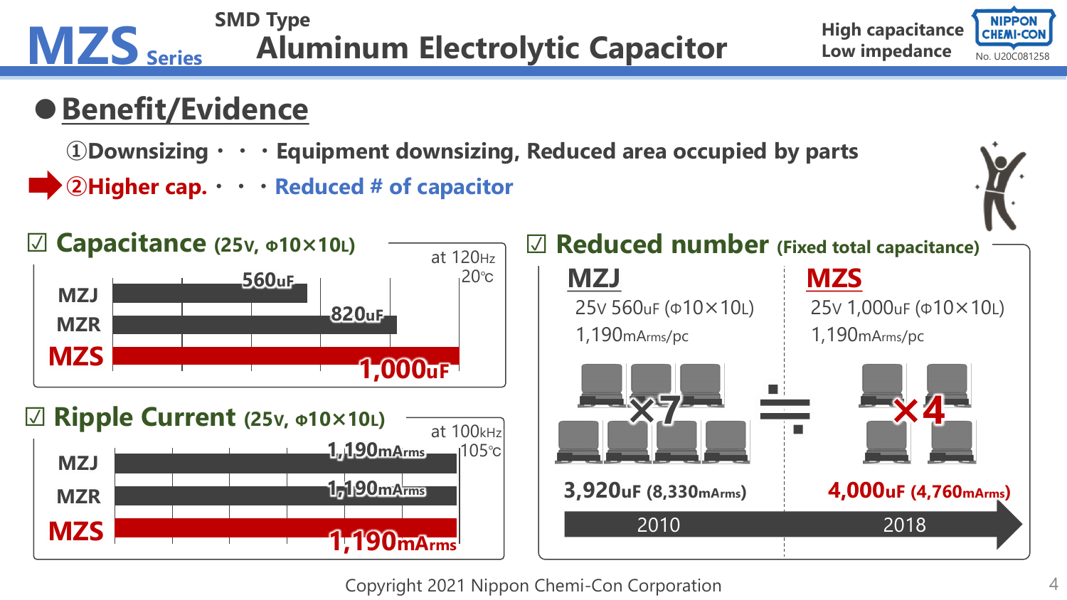# MZS Series

SMD Type

## Aluminum Electrolytic Capacitor

High capacitance
Low impedance

NIPPON CHEMI-CON

No. U20C081258

## ● Benefit/Evidence

①Downsizing・・・Equipment downsizing, Reduced area occupied by parts

②Higher cap.・・・Reduced # of capacitor

### ☑ Capacitance (25V, Φ10×10L)

at 120Hz
20℃

MZJ
560uF

MZR
820uF

MZS
1,000uF

### ☑ Ripple Current (25V, Φ10×10L)

at 100kHz
105℃

MZJ
1,190mArms

MZR
1,190mArms

MZS
1,190mArms

### ☑ Reduced number (Fixed total capacitance)

**MZJ**

25V 560uF (Φ10×10L)

1,190mArms/pc

×7

3,920uF (8,330mArms)

≒

**MZS**

25V 1,000uF (Φ10×10L)

1,190mArms/pc

×4

4,000uF (4,760mArms)

2010

2018

Copyright 2021 Nippon Chemi-Con Corporation